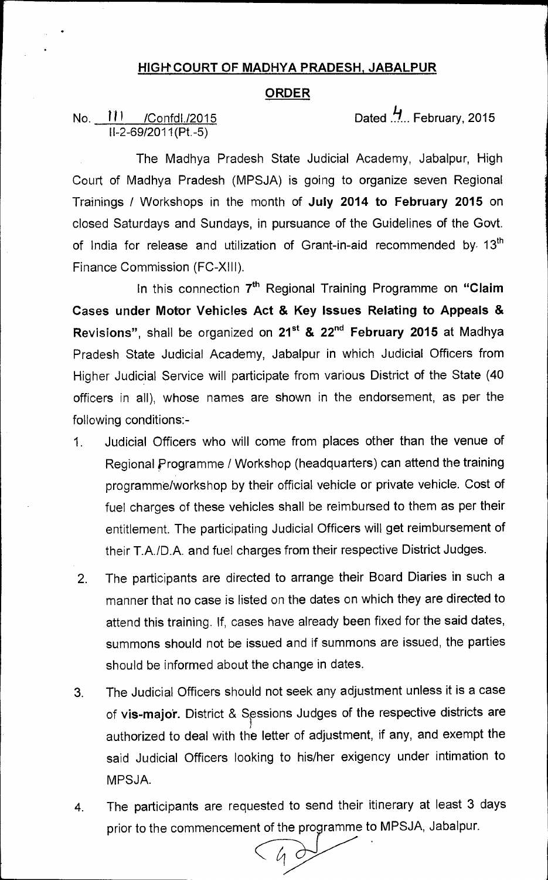## HIGH COURT OF MADHYA PRADESH, JABALPUR

## ORDER

No. 111 /Confdl./2015 Dated 4.. February, 2015
II-2-69/2011(Pt.-5)

The Madhya Pradesh State Judicial Academy, Jabalpur, High Court of Madhya Pradesh (MPSJA) is going to organize seven Regional Trainings / Workshops in the month of **July 2014 to February 2015** on closed Saturdays and Sundays, in pursuance of the Guidelines of the Govt. of India for release and utilization of Grant-in-aid recommended by 13th Finance Commission (FC-XIII).

In this connection **7th** Regional Training Programme on **"Claim Cases under Motor Vehicles Act & Key Issues Relating to Appeals & Revisions"**, shall be organized on **21st & 22nd February 2015** at Madhya Pradesh State Judicial Academy, Jabalpur in which Judicial Officers from Higher Judicial Service will participate from various District of the State (40 officers in all), whose names are shown in the endorsement, as per the following conditions:-

1. Judicial Officers who will come from places other than the venue of Regional Programme / Workshop (headquarters) can attend the training programme/workshop by their official vehicle or private vehicle. Cost of fuel charges of these vehicles shall be reimbursed to them as per their entitlement. The participating Judicial Officers will get reimbursement of their T.A./D.A. and fuel charges from their respective District Judges.

2. The participants are directed to arrange their Board Diaries in such a manner that no case is listed on the dates on which they are directed to attend this training. If, cases have already been fixed for the said dates, summons should not be issued and if summons are issued, the parties should be informed about the change in dates.

3. The Judicial Officers should not seek any adjustment unless it is a case of **vis-major**. District & Sessions Judges of the respective districts are authorized to deal with the letter of adjustment, if any, and exempt the said Judicial Officers looking to his/her exigency under intimation to MPSJA.

4. The participants are requested to send their itinerary at least 3 days prior to the commencement of the programme to MPSJA, Jabalpur.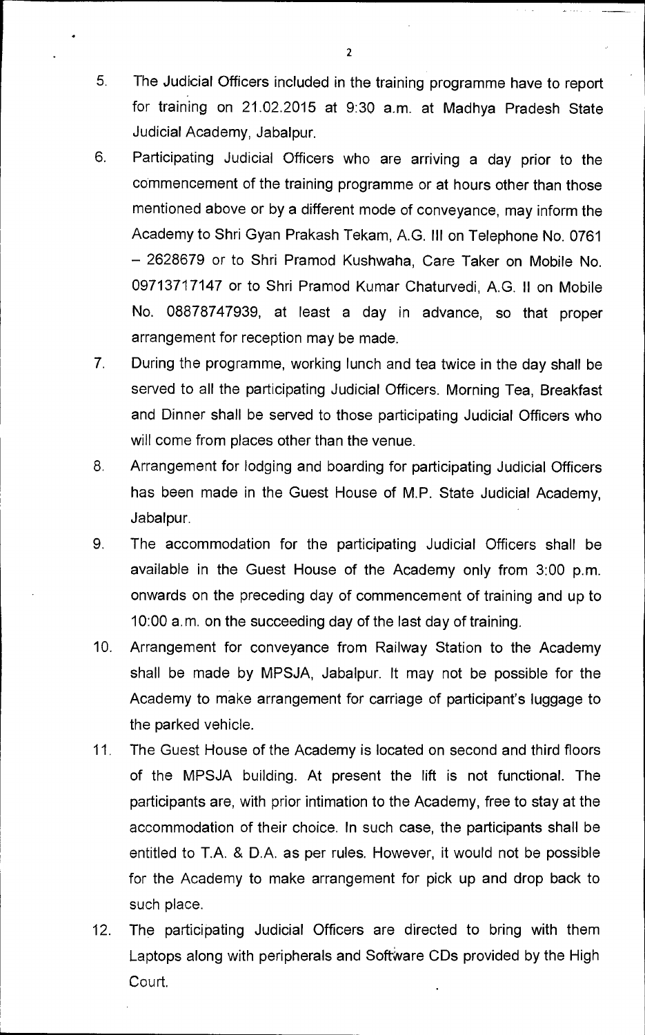5. The Judicial Officers included in the training programme have to report for training on 21.02.2015 at 9:30 a.m. at Madhya Pradesh State Judicial Academy, Jabalpur.

6. Participating Judicial Officers who are arriving a day prior to the commencement of the training programme or at hours other than those mentioned above or by a different mode of conveyance, may inform the Academy to Shri Gyan Prakash Tekam, A.G. III on Telephone No. 0761 – 2628679 or to Shri Pramod Kushwaha, Care Taker on Mobile No. 09713717147 or to Shri Pramod Kumar Chaturvedi, A.G. II on Mobile No. 08878747939, at least a day in advance, so that proper arrangement for reception may be made.

7. During the programme, working lunch and tea twice in the day shall be served to all the participating Judicial Officers. Morning Tea, Breakfast and Dinner shall be served to those participating Judicial Officers who will come from places other than the venue.

8. Arrangement for lodging and boarding for participating Judicial Officers has been made in the Guest House of M.P. State Judicial Academy, Jabalpur.

9. The accommodation for the participating Judicial Officers shall be available in the Guest House of the Academy only from 3:00 p.m. onwards on the preceding day of commencement of training and up to 10:00 a.m. on the succeeding day of the last day of training.

10. Arrangement for conveyance from Railway Station to the Academy shall be made by MPSJA, Jabalpur. It may not be possible for the Academy to make arrangement for carriage of participant's luggage to the parked vehicle.

11. The Guest House of the Academy is located on second and third floors of the MPSJA building. At present the lift is not functional. The participants are, with prior intimation to the Academy, free to stay at the accommodation of their choice. In such case, the participants shall be entitled to T.A. & D.A. as per rules. However, it would not be possible for the Academy to make arrangement for pick up and drop back to such place.

12. The participating Judicial Officers are directed to bring with them Laptops along with peripherals and Software CDs provided by the High Court.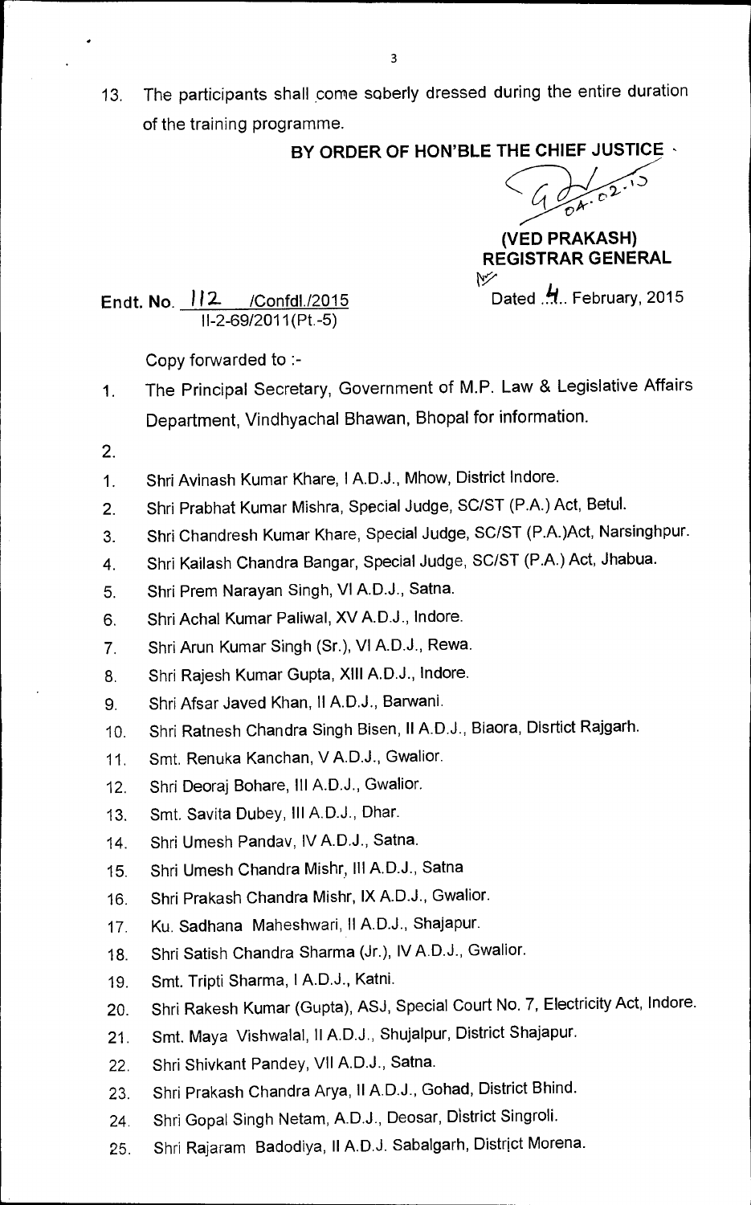13. The participants shall come soberly dressed during the entire duration of the training programme.

**BY ORDER OF HON'BLE THE CHIEF JUSTICE**

04.02.15

**(VED PRAKASH)**
**REGISTRAR GENERAL**

**Endt. No.** 112 /Confdl./2015
II-2-69/2011(Pt.-5)

Dated 4. February, 2015

Copy forwarded to :-

1. The Principal Secretary, Government of M.P. Law & Legislative Affairs Department, Vindhyachal Bhawan, Bhopal for information.
2. 

1. Shri Avinash Kumar Khare, I A.D.J., Mhow, District Indore.
2. Shri Prabhat Kumar Mishra, Special Judge, SC/ST (P.A.) Act, Betul.
3. Shri Chandresh Kumar Khare, Special Judge, SC/ST (P.A.)Act, Narsinghpur.
4. Shri Kailash Chandra Bangar, Special Judge, SC/ST (P.A.) Act, Jhabua.
5. Shri Prem Narayan Singh, VI A.D.J., Satna.
6. Shri Achal Kumar Paliwal, XV A.D.J., Indore.
7. Shri Arun Kumar Singh (Sr.), VI A.D.J., Rewa.
8. Shri Rajesh Kumar Gupta, XIII A.D.J., Indore.
9. Shri Afsar Javed Khan, II A.D.J., Barwani.
10. Shri Ratnesh Chandra Singh Bisen, II A.D.J., Biaora, Disrtict Rajgarh.
11. Smt. Renuka Kanchan, V A.D.J., Gwalior.
12. Shri Deoraj Bohare, III A.D.J., Gwalior.
13. Smt. Savita Dubey, III A.D.J., Dhar.
14. Shri Umesh Pandav, IV A.D.J., Satna.
15. Shri Umesh Chandra Mishr, III A.D.J., Satna
16. Shri Prakash Chandra Mishr, IX A.D.J., Gwalior.
17. Ku. Sadhana Maheshwari, II A.D.J., Shajapur.
18. Shri Satish Chandra Sharma (Jr.), IV A.D.J., Gwalior.
19. Smt. Tripti Sharma, I A.D.J., Katni.
20. Shri Rakesh Kumar (Gupta), ASJ, Special Court No. 7, Electricity Act, Indore.
21. Smt. Maya Vishwalal, II A.D.J., Shujalpur, District Shajapur.
22. Shri Shivkant Pandey, VII A.D.J., Satna.
23. Shri Prakash Chandra Arya, II A.D.J., Gohad, District Bhind.
24. Shri Gopal Singh Netam, A.D.J., Deosar, District Singroli.
25. Shri Rajaram Badodiya, II A.D.J. Sabalgarh, District Morena.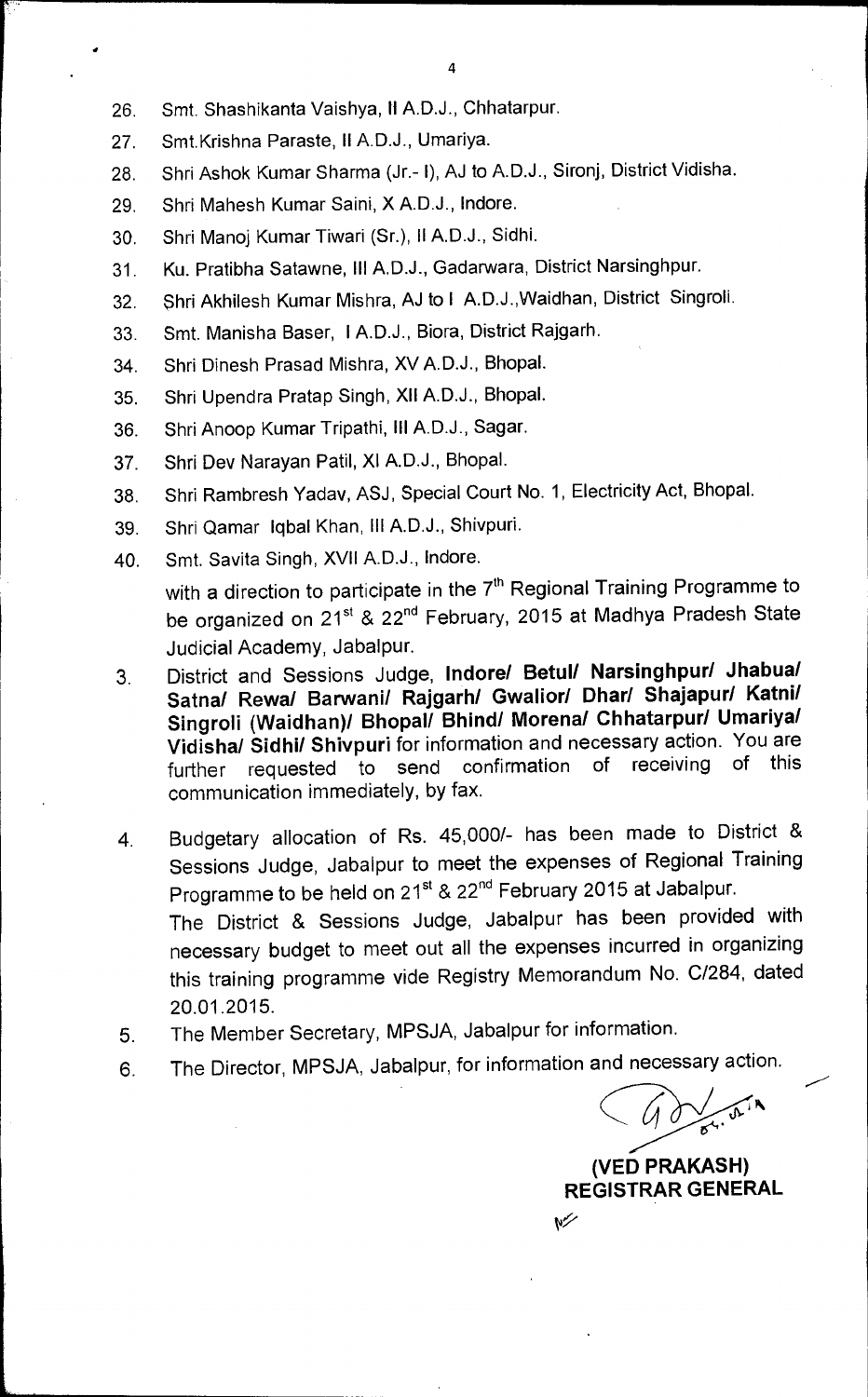26. Smt. Shashikanta Vaishya, II A.D.J., Chhatarpur.
27. Smt.Krishna Paraste, II A.D.J., Umariya.
28. Shri Ashok Kumar Sharma (Jr.- I), AJ to A.D.J., Sironj, District Vidisha.
29. Shri Mahesh Kumar Saini, X A.D.J., Indore.
30. Shri Manoj Kumar Tiwari (Sr.), II A.D.J., Sidhi.
31. Ku. Pratibha Satawne, III A.D.J., Gadarwara, District Narsinghpur.
32. Shri Akhilesh Kumar Mishra, AJ to I A.D.J.,Waidhan, District Singroli.
33. Smt. Manisha Baser, I A.D.J., Biora, District Rajgarh.
34. Shri Dinesh Prasad Mishra, XV A.D.J., Bhopal.
35. Shri Upendra Pratap Singh, XII A.D.J., Bhopal.
36. Shri Anoop Kumar Tripathi, III A.D.J., Sagar.
37. Shri Dev Narayan Patil, XI A.D.J., Bhopal.
38. Shri Rambresh Yadav, ASJ, Special Court No. 1, Electricity Act, Bhopal.
39. Shri Qamar Iqbal Khan, III A.D.J., Shivpuri.
40. Smt. Savita Singh, XVII A.D.J., Indore.

with a direction to participate in the 7th Regional Training Programme to be organized on 21st & 22nd February, 2015 at Madhya Pradesh State Judicial Academy, Jabalpur.

3. District and Sessions Judge, **Indore/ Betul/ Narsinghpur/ Jhabua/ Satna/ Rewa/ Barwani/ Rajgarh/ Gwalior/ Dhar/ Shajapur/ Katni/ Singroli (Waidhan)/ Bhopal/ Bhind/ Morena/ Chhatarpur/ Umariya/ Vidisha/ Sidhi/ Shivpuri** for information and necessary action. You are further requested to send confirmation of receiving of this communication immediately, by fax.

4. Budgetary allocation of Rs. 45,000/- has been made to District & Sessions Judge, Jabalpur to meet the expenses of Regional Training Programme to be held on 21st & 22nd February 2015 at Jabalpur.
   The District & Sessions Judge, Jabalpur has been provided with necessary budget to meet out all the expenses incurred in organizing this training programme vide Registry Memorandum No. C/284, dated 20.01.2015.

5. The Member Secretary, MPSJA, Jabalpur for information.
6. The Director, MPSJA, Jabalpur, for information and necessary action.

**(VED PRAKASH)**
**REGISTRAR GENERAL**